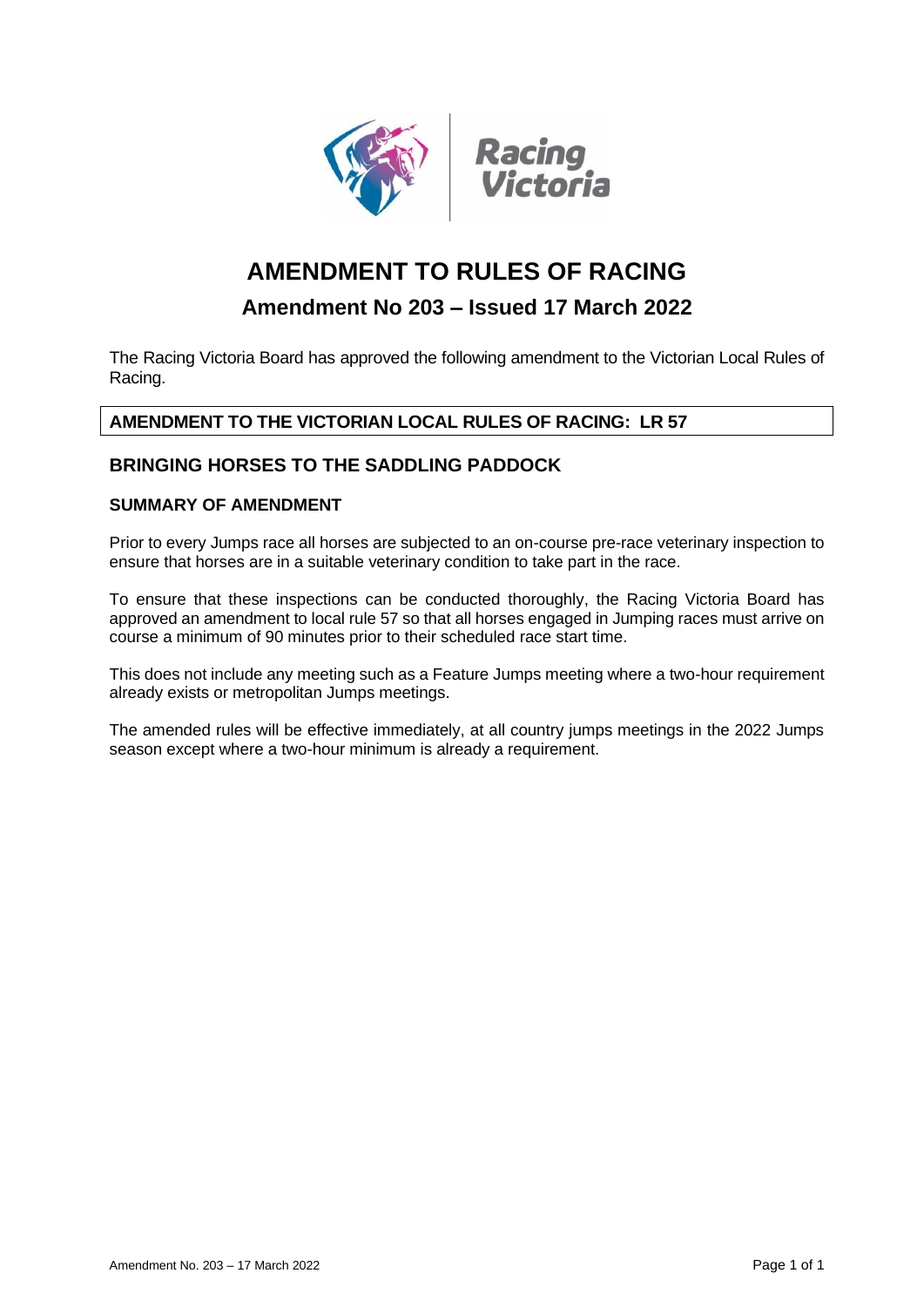# AMENDMENT TO RULES OF RACING

## Amendment No 203 – Issued 17 March 2022

The Racing Victoria Board has approved the following amendment to the Victorian Local Rules of Racing.

**AMENDMENT TO THE VICTORIAN LOCAL RULES OF RACING: LR 57**

### BRINGING HORSES TO THE SADDLING PADDOCK

#### SUMMARY OF AMENDMENT

Prior to every Jumps race all horses are subjected to an on-course pre-race veterinary inspection to ensure that horses are in a suitable veterinary condition to take part in the race.

To ensure that these inspections can be conducted thoroughly, the Racing Victoria Board has approved an amendment to local rule 57 so that all horses engaged in Jumping races must arrive on course a minimum of 90 minutes prior to their scheduled race start time.

This does not include any meeting such as a Feature Jumps meeting where a two-hour requirement already exists or metropolitan Jumps meetings.

The amended rules will be effective immediately, at all country jumps meetings in the 2022 Jumps season except where a two-hour minimum is already a requirement.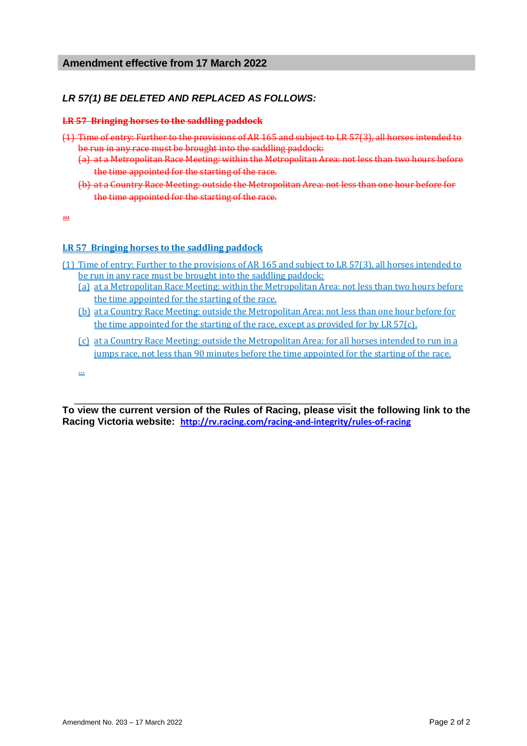## Amendment effective from 17 March 2022

***LR 57(1) BE DELETED AND REPLACED AS FOLLOWS:***

~~**LR 57 Bringing horses to the saddling paddock**~~

~~(1) Time of entry: Further to the provisions of AR 165 and subject to LR 57(3), all horses intended to be run in any race must be brought into the saddling paddock:~~

~~(a) at a Metropolitan Race Meeting: within the Metropolitan Area: not less than two hours before the time appointed for the starting of the race.~~

~~(b) at a Country Race Meeting: outside the Metropolitan Area: not less than one hour before for the time appointed for the starting of the race.~~

...

<u>**LR 57 Bringing horses to the saddling paddock**</u>

<u>(1) Time of entry: Further to the provisions of AR 165 and subject to LR 57(3), all horses intended to be run in any race must be brought into the saddling paddock:</u>

<u>(a) at a Metropolitan Race Meeting: within the Metropolitan Area: not less than two hours before the time appointed for the starting of the race.</u>

<u>(b) at a Country Race Meeting: outside the Metropolitan Area: not less than one hour before for the time appointed for the starting of the race, except as provided for by LR 57(c).</u>

<u>(c) at a Country Race Meeting: outside the Metropolitan Area: for all horses intended to run in a jumps race, not less than 90 minutes before the time appointed for the starting of the race.</u>

...

---

**To view the current version of the Rules of Racing, please visit the following link to the Racing Victoria website:** http://rv.racing.com/racing-and-integrity/rules-of-racing

Amendment No. 203 – 17 March 2022